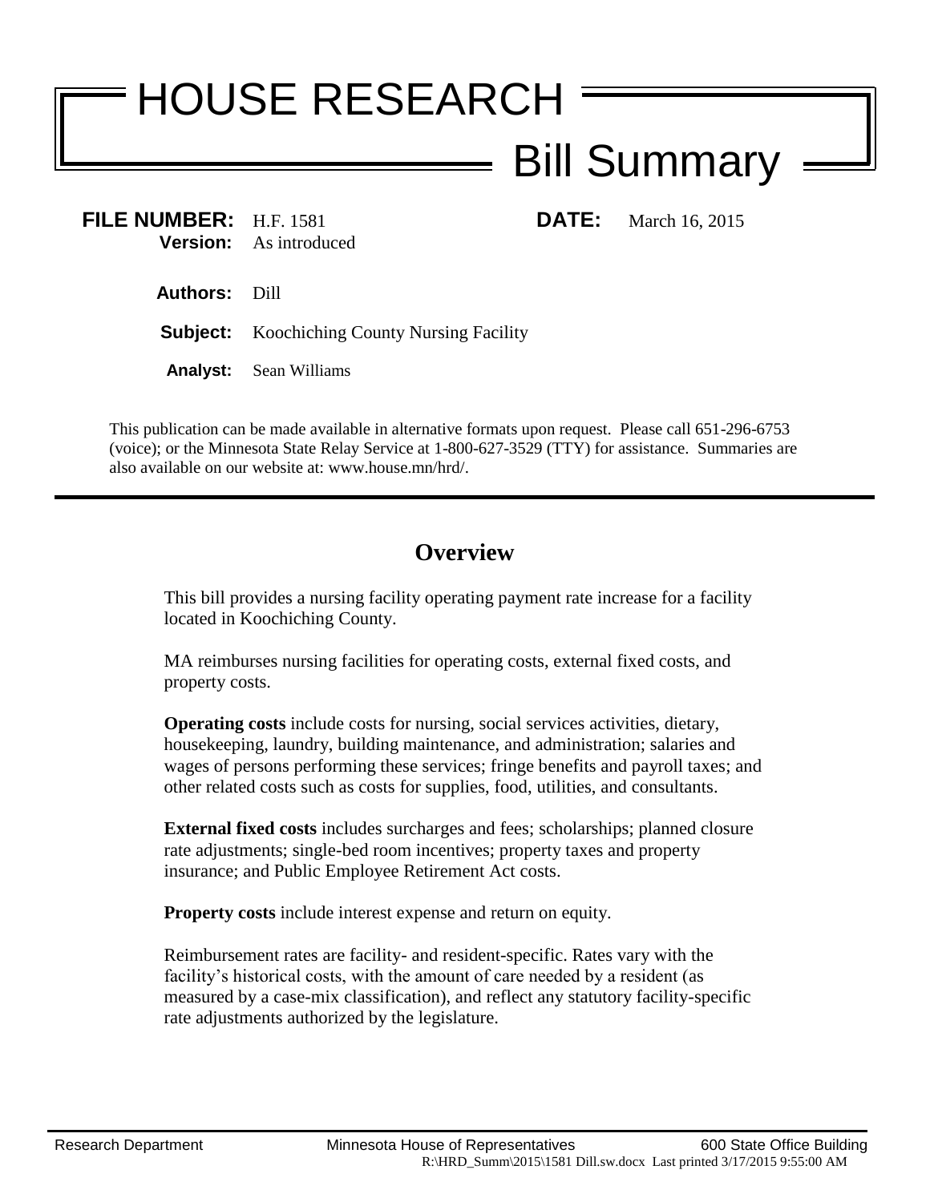# HOUSE RESEARCH

## Bill Summary

**FILE NUMBER:** H.F. 1581

**DATE:** March 16, 2015

**Version:** As introduced

**Authors:** Dill

**Subject:** Koochiching County Nursing Facility

**Analyst:** Sean Williams

This publication can be made available in alternative formats upon request. Please call 651-296-6753 (voice); or the Minnesota State Relay Service at 1-800-627-3529 (TTY) for assistance. Summaries are also available on our website at: www.house.mn/hrd/.

---

## Overview

This bill provides a nursing facility operating payment rate increase for a facility located in Koochiching County.

MA reimburses nursing facilities for operating costs, external fixed costs, and property costs.

**Operating costs** include costs for nursing, social services activities, dietary, housekeeping, laundry, building maintenance, and administration; salaries and wages of persons performing these services; fringe benefits and payroll taxes; and other related costs such as costs for supplies, food, utilities, and consultants.

**External fixed costs** includes surcharges and fees; scholarships; planned closure rate adjustments; single-bed room incentives; property taxes and property insurance; and Public Employee Retirement Act costs.

**Property costs** include interest expense and return on equity.

Reimbursement rates are facility- and resident-specific. Rates vary with the facility's historical costs, with the amount of care needed by a resident (as measured by a case-mix classification), and reflect any statutory facility-specific rate adjustments authorized by the legislature.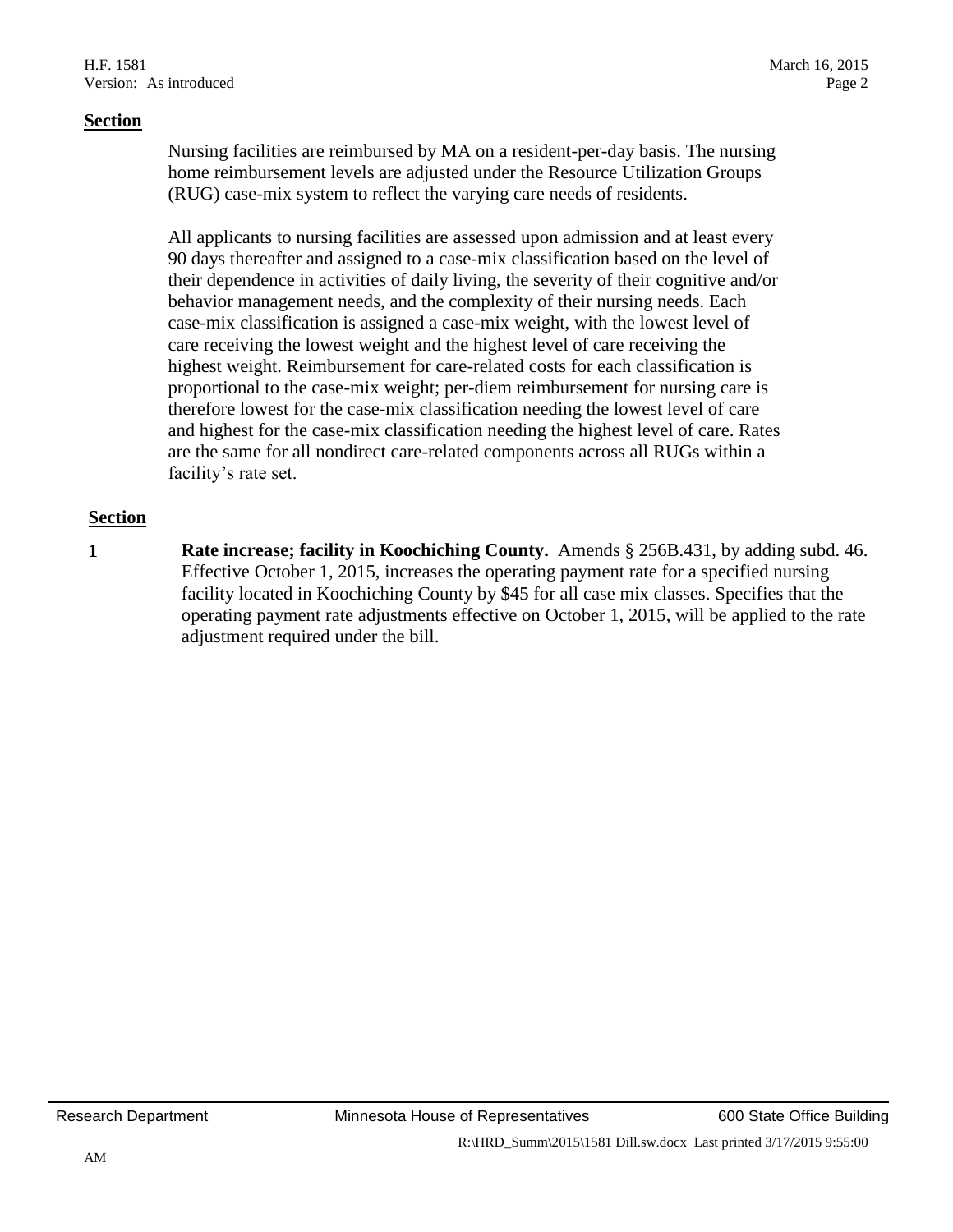**Section**

Nursing facilities are reimbursed by MA on a resident-per-day basis. The nursing home reimbursement levels are adjusted under the Resource Utilization Groups (RUG) case-mix system to reflect the varying care needs of residents.

All applicants to nursing facilities are assessed upon admission and at least every 90 days thereafter and assigned to a case-mix classification based on the level of their dependence in activities of daily living, the severity of their cognitive and/or behavior management needs, and the complexity of their nursing needs. Each case-mix classification is assigned a case-mix weight, with the lowest level of care receiving the lowest weight and the highest level of care receiving the highest weight. Reimbursement for care-related costs for each classification is proportional to the case-mix weight; per-diem reimbursement for nursing care is therefore lowest for the case-mix classification needing the lowest level of care and highest for the case-mix classification needing the highest level of care. Rates are the same for all nondirect care-related components across all RUGs within a facility's rate set.

**Section**

**1** **Rate increase; facility in Koochiching County.** Amends § 256B.431, by adding subd. 46. Effective October 1, 2015, increases the operating payment rate for a specified nursing facility located in Koochiching County by $45 for all case mix classes. Specifies that the operating payment rate adjustments effective on October 1, 2015, will be applied to the rate adjustment required under the bill.